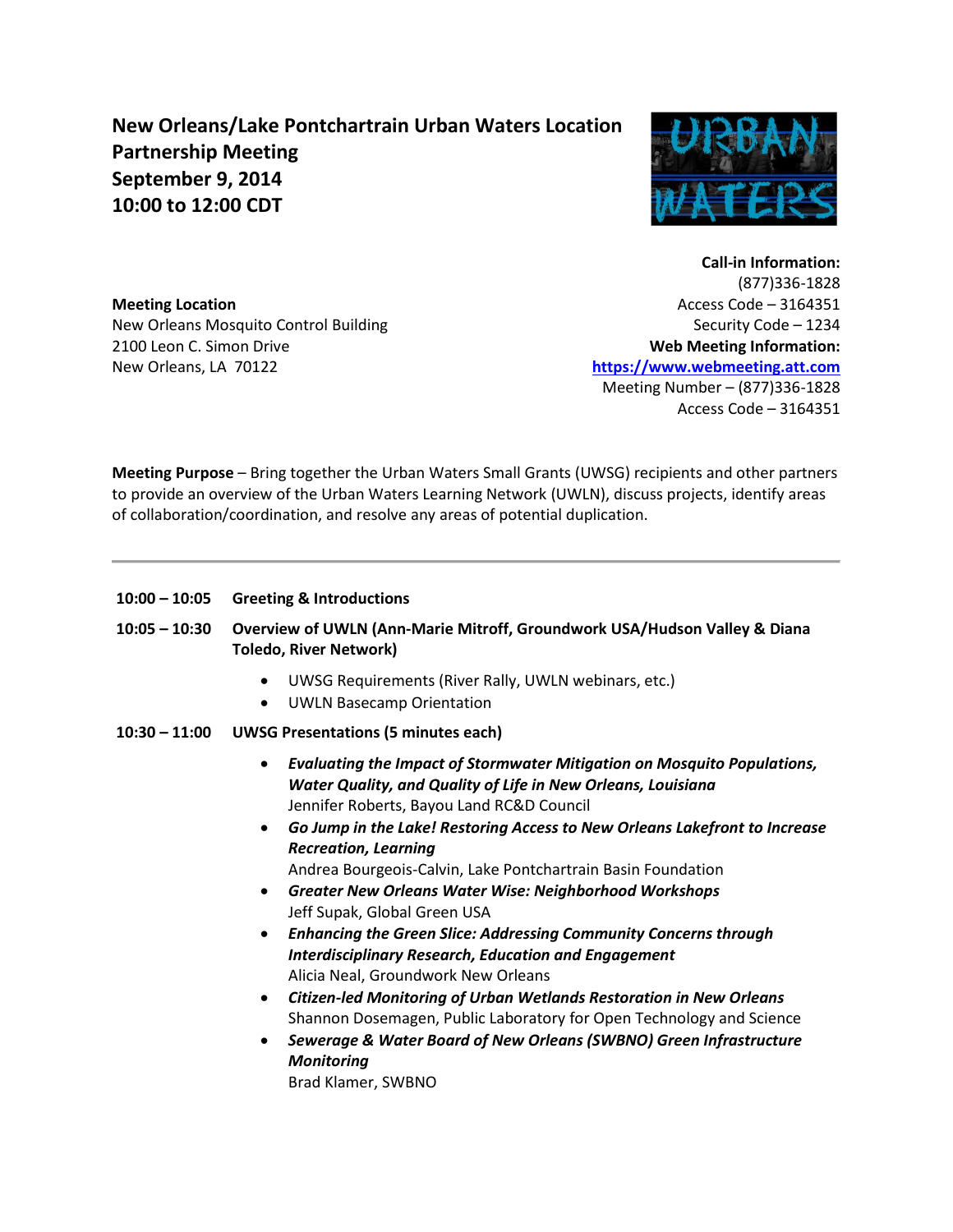# New Orleans/Lake Pontchartrain Urban Waters Location Partnership Meeting
## September 9, 2014
## 10:00 to 12:00 CDT

**Meeting Location**
New Orleans Mosquito Control Building
2100 Leon C. Simon Drive
New Orleans, LA 70122

**Call-in Information:**
(877)336-1828
Access Code – 3164351
Security Code – 1234

**Web Meeting Information:**
**https://www.webmeeting.att.com**
Meeting Number – (877)336-1828
Access Code – 3164351

**Meeting Purpose** – Bring together the Urban Waters Small Grants (UWSG) recipients and other partners to provide an overview of the Urban Waters Learning Network (UWLN), discuss projects, identify areas of collaboration/coordination, and resolve any areas of potential duplication.

---

**10:00 – 10:05** **Greeting & Introductions**

**10:05 – 10:30** **Overview of UWLN (Ann-Marie Mitroff, Groundwork USA/Hudson Valley & Diana Toledo, River Network)**

- UWSG Requirements (River Rally, UWLN webinars, etc.)
- UWLN Basecamp Orientation

**10:30 – 11:00** **UWSG Presentations (5 minutes each)**

- ***Evaluating the Impact of Stormwater Mitigation on Mosquito Populations, Water Quality, and Quality of Life in New Orleans, Louisiana***
  Jennifer Roberts, Bayou Land RC&D Council
- ***Go Jump in the Lake! Restoring Access to New Orleans Lakefront to Increase Recreation, Learning***
  Andrea Bourgeois-Calvin, Lake Pontchartrain Basin Foundation
- ***Greater New Orleans Water Wise: Neighborhood Workshops***
  Jeff Supak, Global Green USA
- ***Enhancing the Green Slice: Addressing Community Concerns through Interdisciplinary Research, Education and Engagement***
  Alicia Neal, Groundwork New Orleans
- ***Citizen-led Monitoring of Urban Wetlands Restoration in New Orleans***
  Shannon Dosemagen, Public Laboratory for Open Technology and Science
- ***Sewerage & Water Board of New Orleans (SWBNO) Green Infrastructure Monitoring***
  Brad Klamer, SWBNO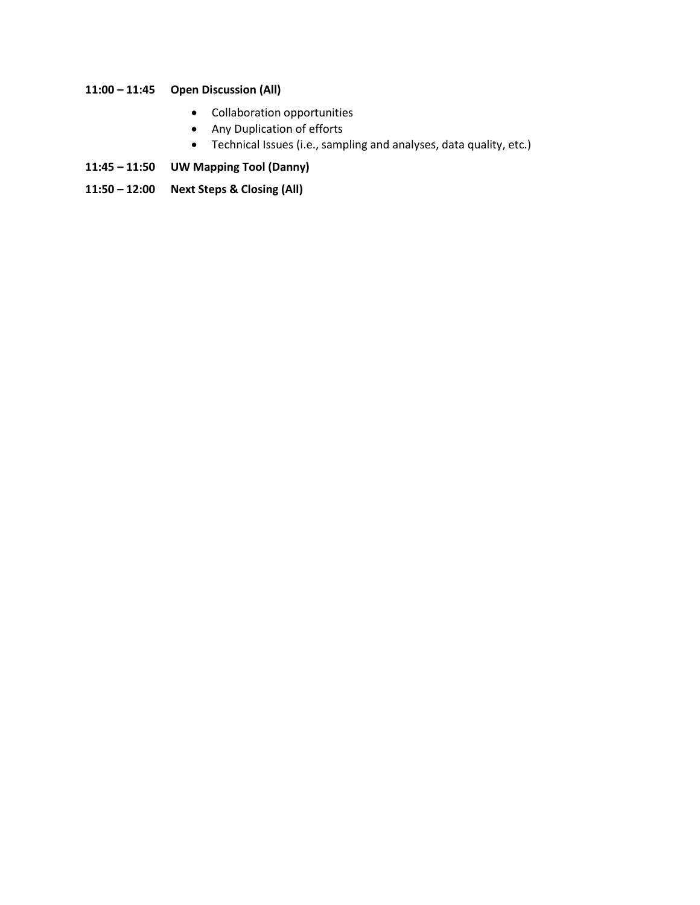**11:00 – 11:45 Open Discussion (All)**

- Collaboration opportunities
- Any Duplication of efforts
- Technical Issues (i.e., sampling and analyses, data quality, etc.)

**11:45 – 11:50 UW Mapping Tool (Danny)**

**11:50 – 12:00 Next Steps & Closing (All)**